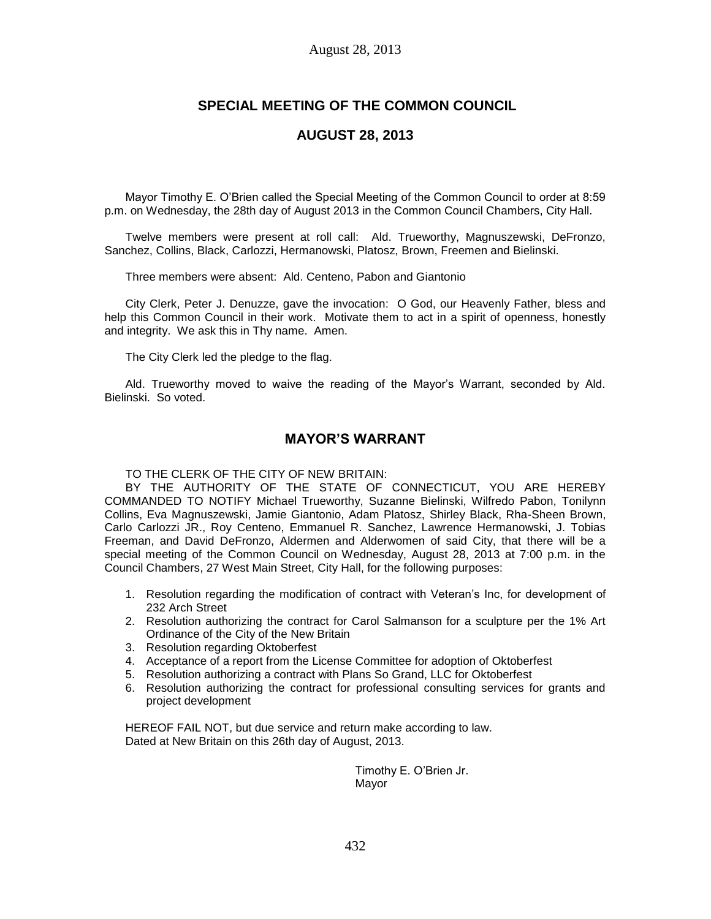# SPECIAL MEETING OF THE COMMON COUNCIL

## AUGUST 28, 2013

Mayor Timothy E. O'Brien called the Special Meeting of the Common Council to order at 8:59 p.m. on Wednesday, the 28th day of August 2013 in the Common Council Chambers, City Hall.

Twelve members were present at roll call: Ald. Trueworthy, Magnuszewski, DeFronzo, Sanchez, Collins, Black, Carlozzi, Hermanowski, Platosz, Brown, Freemen and Bielinski.

Three members were absent: Ald. Centeno, Pabon and Giantonio

City Clerk, Peter J. Denuzze, gave the invocation: O God, our Heavenly Father, bless and help this Common Council in their work. Motivate them to act in a spirit of openness, honestly and integrity. We ask this in Thy name. Amen.

The City Clerk led the pledge to the flag.

Ald. Trueworthy moved to waive the reading of the Mayor's Warrant, seconded by Ald. Bielinski. So voted.

## MAYOR'S WARRANT

TO THE CLERK OF THE CITY OF NEW BRITAIN:

BY THE AUTHORITY OF THE STATE OF CONNECTICUT, YOU ARE HEREBY COMMANDED TO NOTIFY Michael Trueworthy, Suzanne Bielinski, Wilfredo Pabon, Tonilynn Collins, Eva Magnuszewski, Jamie Giantonio, Adam Platosz, Shirley Black, Rha-Sheen Brown, Carlo Carlozzi JR., Roy Centeno, Emmanuel R. Sanchez, Lawrence Hermanowski, J. Tobias Freeman, and David DeFronzo, Aldermen and Alderwomen of said City, that there will be a special meeting of the Common Council on Wednesday, August 28, 2013 at 7:00 p.m. in the Council Chambers, 27 West Main Street, City Hall, for the following purposes:

1. Resolution regarding the modification of contract with Veteran's Inc, for development of 232 Arch Street
2. Resolution authorizing the contract for Carol Salmanson for a sculpture per the 1% Art Ordinance of the City of the New Britain
3. Resolution regarding Oktoberfest
4. Acceptance of a report from the License Committee for adoption of Oktoberfest
5. Resolution authorizing a contract with Plans So Grand, LLC for Oktoberfest
6. Resolution authorizing the contract for professional consulting services for grants and project development

HEREOF FAIL NOT, but due service and return make according to law.
Dated at New Britain on this 26th day of August, 2013.

Timothy E. O'Brien Jr.
Mayor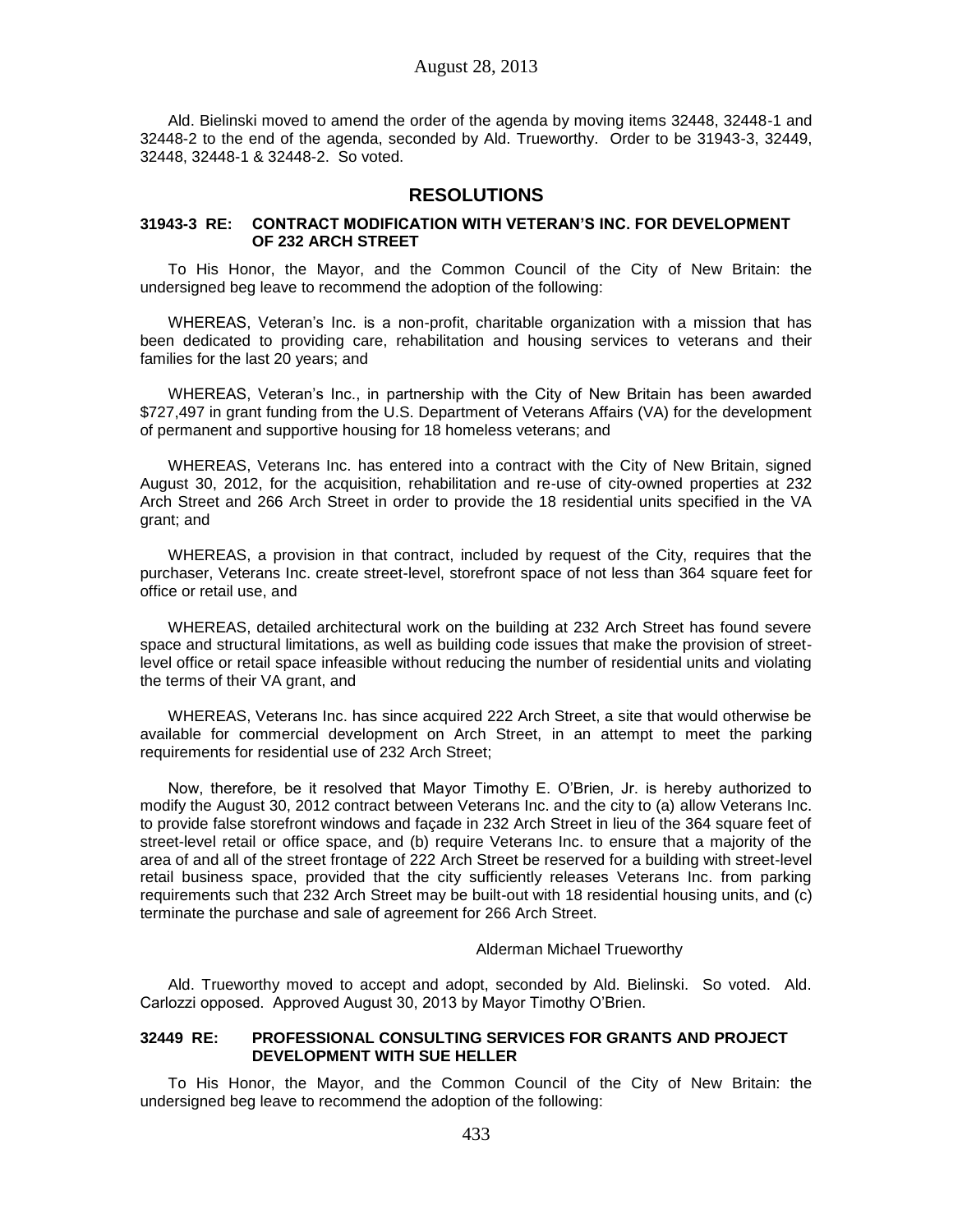Ald. Bielinski moved to amend the order of the agenda by moving items 32448, 32448-1 and 32448-2 to the end of the agenda, seconded by Ald. Trueworthy. Order to be 31943-3, 32449, 32448, 32448-1 & 32448-2. So voted.

## RESOLUTIONS

### 31943-3 RE: CONTRACT MODIFICATION WITH VETERAN'S INC. FOR DEVELOPMENT OF 232 ARCH STREET

To His Honor, the Mayor, and the Common Council of the City of New Britain: the undersigned beg leave to recommend the adoption of the following:

WHEREAS, Veteran's Inc. is a non-profit, charitable organization with a mission that has been dedicated to providing care, rehabilitation and housing services to veterans and their families for the last 20 years; and

WHEREAS, Veteran's Inc., in partnership with the City of New Britain has been awarded $727,497 in grant funding from the U.S. Department of Veterans Affairs (VA) for the development of permanent and supportive housing for 18 homeless veterans; and

WHEREAS, Veterans Inc. has entered into a contract with the City of New Britain, signed August 30, 2012, for the acquisition, rehabilitation and re-use of city-owned properties at 232 Arch Street and 266 Arch Street in order to provide the 18 residential units specified in the VA grant; and

WHEREAS, a provision in that contract, included by request of the City, requires that the purchaser, Veterans Inc. create street-level, storefront space of not less than 364 square feet for office or retail use, and

WHEREAS, detailed architectural work on the building at 232 Arch Street has found severe space and structural limitations, as well as building code issues that make the provision of street-level office or retail space infeasible without reducing the number of residential units and violating the terms of their VA grant, and

WHEREAS, Veterans Inc. has since acquired 222 Arch Street, a site that would otherwise be available for commercial development on Arch Street, in an attempt to meet the parking requirements for residential use of 232 Arch Street;

Now, therefore, be it resolved that Mayor Timothy E. O'Brien, Jr. is hereby authorized to modify the August 30, 2012 contract between Veterans Inc. and the city to (a) allow Veterans Inc. to provide false storefront windows and façade in 232 Arch Street in lieu of the 364 square feet of street-level retail or office space, and (b) require Veterans Inc. to ensure that a majority of the area of and all of the street frontage of 222 Arch Street be reserved for a building with street-level retail business space, provided that the city sufficiently releases Veterans Inc. from parking requirements such that 232 Arch Street may be built-out with 18 residential housing units, and (c) terminate the purchase and sale of agreement for 266 Arch Street.

Alderman Michael Trueworthy

Ald. Trueworthy moved to accept and adopt, seconded by Ald. Bielinski. So voted. Ald. Carlozzi opposed. Approved August 30, 2013 by Mayor Timothy O'Brien.

### 32449 RE: PROFESSIONAL CONSULTING SERVICES FOR GRANTS AND PROJECT DEVELOPMENT WITH SUE HELLER

To His Honor, the Mayor, and the Common Council of the City of New Britain: the undersigned beg leave to recommend the adoption of the following: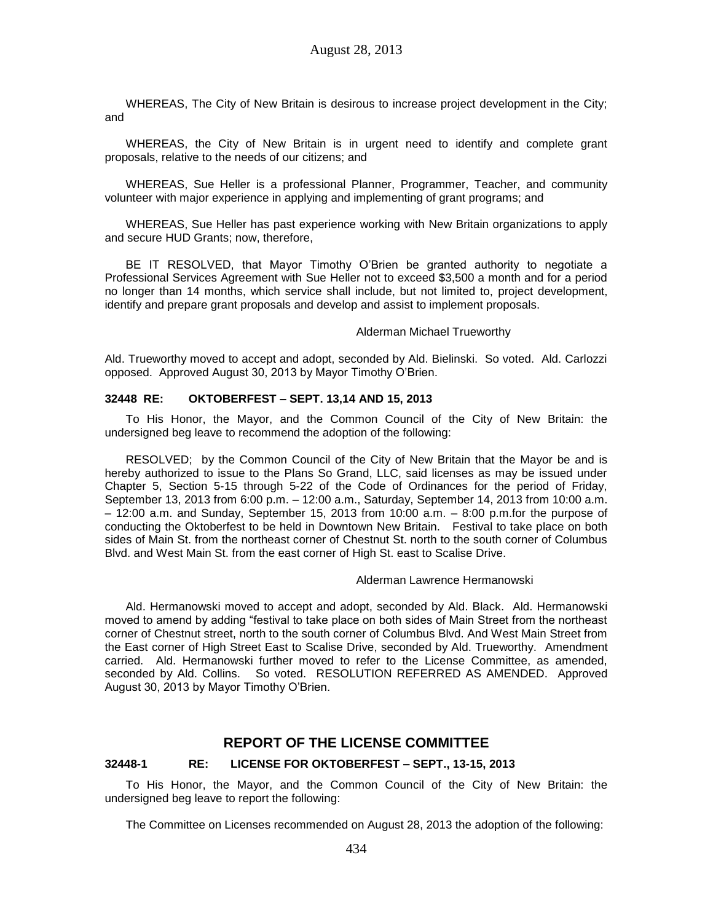WHEREAS, The City of New Britain is desirous to increase project development in the City; and

WHEREAS, the City of New Britain is in urgent need to identify and complete grant proposals, relative to the needs of our citizens; and

WHEREAS, Sue Heller is a professional Planner, Programmer, Teacher, and community volunteer with major experience in applying and implementing of grant programs; and

WHEREAS, Sue Heller has past experience working with New Britain organizations to apply and secure HUD Grants; now, therefore,

BE IT RESOLVED, that Mayor Timothy O'Brien be granted authority to negotiate a Professional Services Agreement with Sue Heller not to exceed $3,500 a month and for a period no longer than 14 months, which service shall include, but not limited to, project development, identify and prepare grant proposals and develop and assist to implement proposals.

Alderman Michael Trueworthy

Ald. Trueworthy moved to accept and adopt, seconded by Ald. Bielinski. So voted. Ald. Carlozzi opposed. Approved August 30, 2013 by Mayor Timothy O'Brien.

#### 32448 RE: OKTOBERFEST – SEPT. 13,14 AND 15, 2013

To His Honor, the Mayor, and the Common Council of the City of New Britain: the undersigned beg leave to recommend the adoption of the following:

RESOLVED; by the Common Council of the City of New Britain that the Mayor be and is hereby authorized to issue to the Plans So Grand, LLC, said licenses as may be issued under Chapter 5, Section 5-15 through 5-22 of the Code of Ordinances for the period of Friday, September 13, 2013 from 6:00 p.m. – 12:00 a.m., Saturday, September 14, 2013 from 10:00 a.m. – 12:00 a.m. and Sunday, September 15, 2013 from 10:00 a.m. – 8:00 p.m.for the purpose of conducting the Oktoberfest to be held in Downtown New Britain. Festival to take place on both sides of Main St. from the northeast corner of Chestnut St. north to the south corner of Columbus Blvd. and West Main St. from the east corner of High St. east to Scalise Drive.

Alderman Lawrence Hermanowski

Ald. Hermanowski moved to accept and adopt, seconded by Ald. Black. Ald. Hermanowski moved to amend by adding "festival to take place on both sides of Main Street from the northeast corner of Chestnut street, north to the south corner of Columbus Blvd. And West Main Street from the East corner of High Street East to Scalise Drive, seconded by Ald. Trueworthy. Amendment carried. Ald. Hermanowski further moved to refer to the License Committee, as amended, seconded by Ald. Collins. So voted. RESOLUTION REFERRED AS AMENDED. Approved August 30, 2013 by Mayor Timothy O'Brien.

## REPORT OF THE LICENSE COMMITTEE

#### 32448-1 RE: LICENSE FOR OKTOBERFEST – SEPT., 13-15, 2013

To His Honor, the Mayor, and the Common Council of the City of New Britain: the undersigned beg leave to report the following:

The Committee on Licenses recommended on August 28, 2013 the adoption of the following: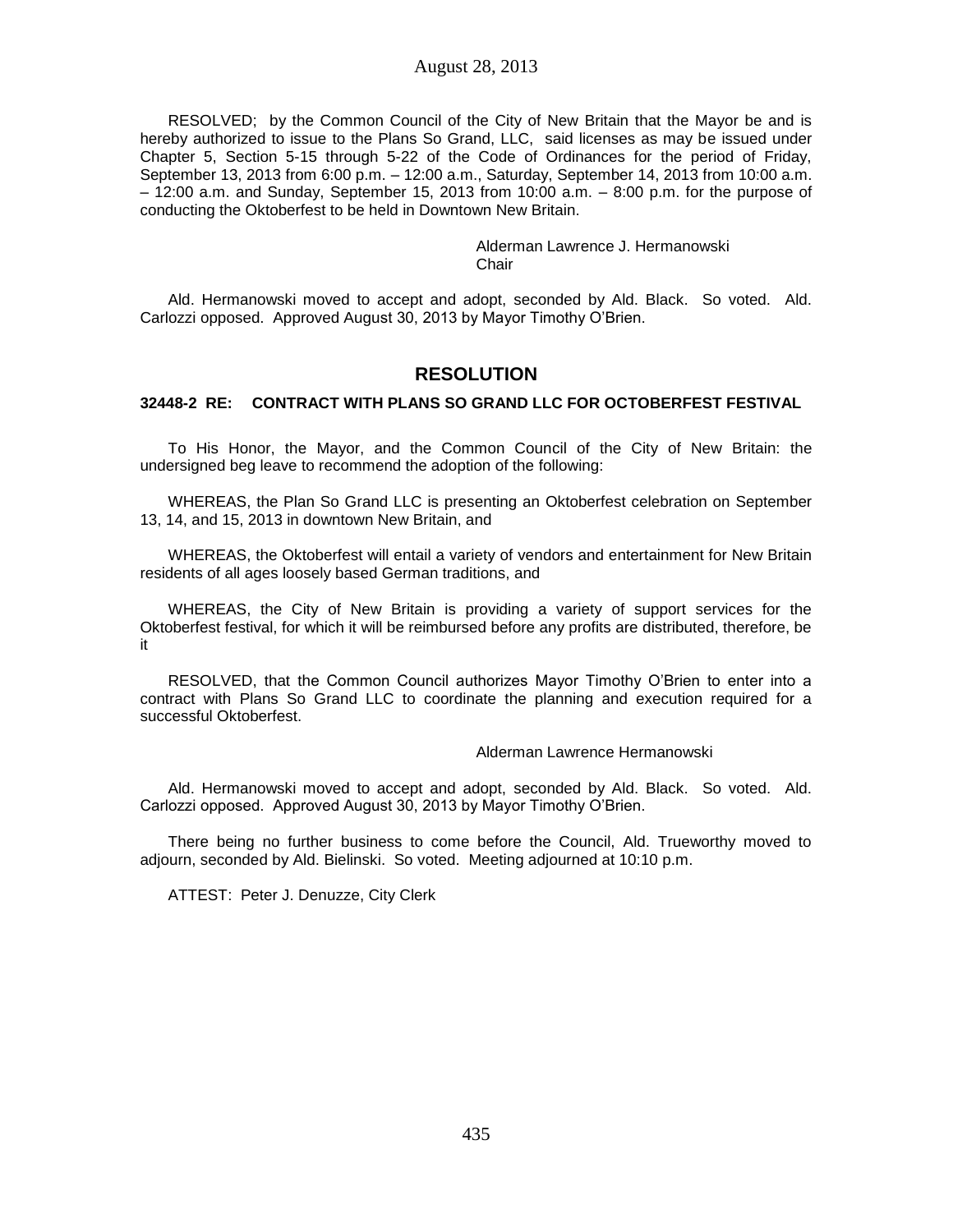RESOLVED; by the Common Council of the City of New Britain that the Mayor be and is hereby authorized to issue to the Plans So Grand, LLC, said licenses as may be issued under Chapter 5, Section 5-15 through 5-22 of the Code of Ordinances for the period of Friday, September 13, 2013 from 6:00 p.m. – 12:00 a.m., Saturday, September 14, 2013 from 10:00 a.m. – 12:00 a.m. and Sunday, September 15, 2013 from 10:00 a.m. – 8:00 p.m. for the purpose of conducting the Oktoberfest to be held in Downtown New Britain.

Alderman Lawrence J. Hermanowski
Chair

Ald. Hermanowski moved to accept and adopt, seconded by Ald. Black. So voted. Ald. Carlozzi opposed. Approved August 30, 2013 by Mayor Timothy O'Brien.

## RESOLUTION

**32448-2 RE: CONTRACT WITH PLANS SO GRAND LLC FOR OCTOBERFEST FESTIVAL**

To His Honor, the Mayor, and the Common Council of the City of New Britain: the undersigned beg leave to recommend the adoption of the following:

WHEREAS, the Plan So Grand LLC is presenting an Oktoberfest celebration on September 13, 14, and 15, 2013 in downtown New Britain, and

WHEREAS, the Oktoberfest will entail a variety of vendors and entertainment for New Britain residents of all ages loosely based German traditions, and

WHEREAS, the City of New Britain is providing a variety of support services for the Oktoberfest festival, for which it will be reimbursed before any profits are distributed, therefore, be it

RESOLVED, that the Common Council authorizes Mayor Timothy O'Brien to enter into a contract with Plans So Grand LLC to coordinate the planning and execution required for a successful Oktoberfest.

Alderman Lawrence Hermanowski

Ald. Hermanowski moved to accept and adopt, seconded by Ald. Black. So voted. Ald. Carlozzi opposed. Approved August 30, 2013 by Mayor Timothy O'Brien.

There being no further business to come before the Council, Ald. Trueworthy moved to adjourn, seconded by Ald. Bielinski. So voted. Meeting adjourned at 10:10 p.m.

ATTEST: Peter J. Denuzze, City Clerk